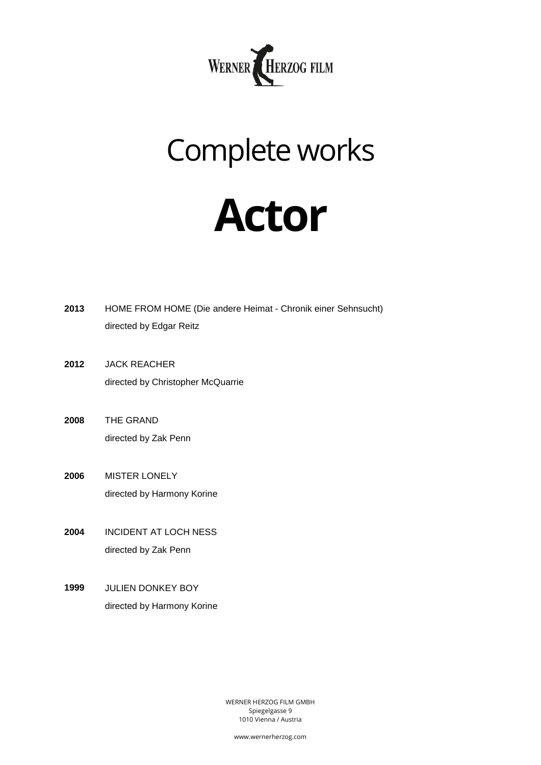WERNER HERZOG FILM

# Complete works

# Actor

**2013** HOME FROM HOME (Die andere Heimat - Chronik einer Sehnsucht)
directed by Edgar Reitz

**2012** JACK REACHER
directed by Christopher McQuarrie

**2008** THE GRAND
directed by Zak Penn

**2006** MISTER LONELY
directed by Harmony Korine

**2004** INCIDENT AT LOCH NESS
directed by Zak Penn

**1999** JULIEN DONKEY BOY
directed by Harmony Korine

WERNER HERZOG FILM GMBH
Spiegelgasse 9
1010 Vienna / Austria

www.wernerherzog.com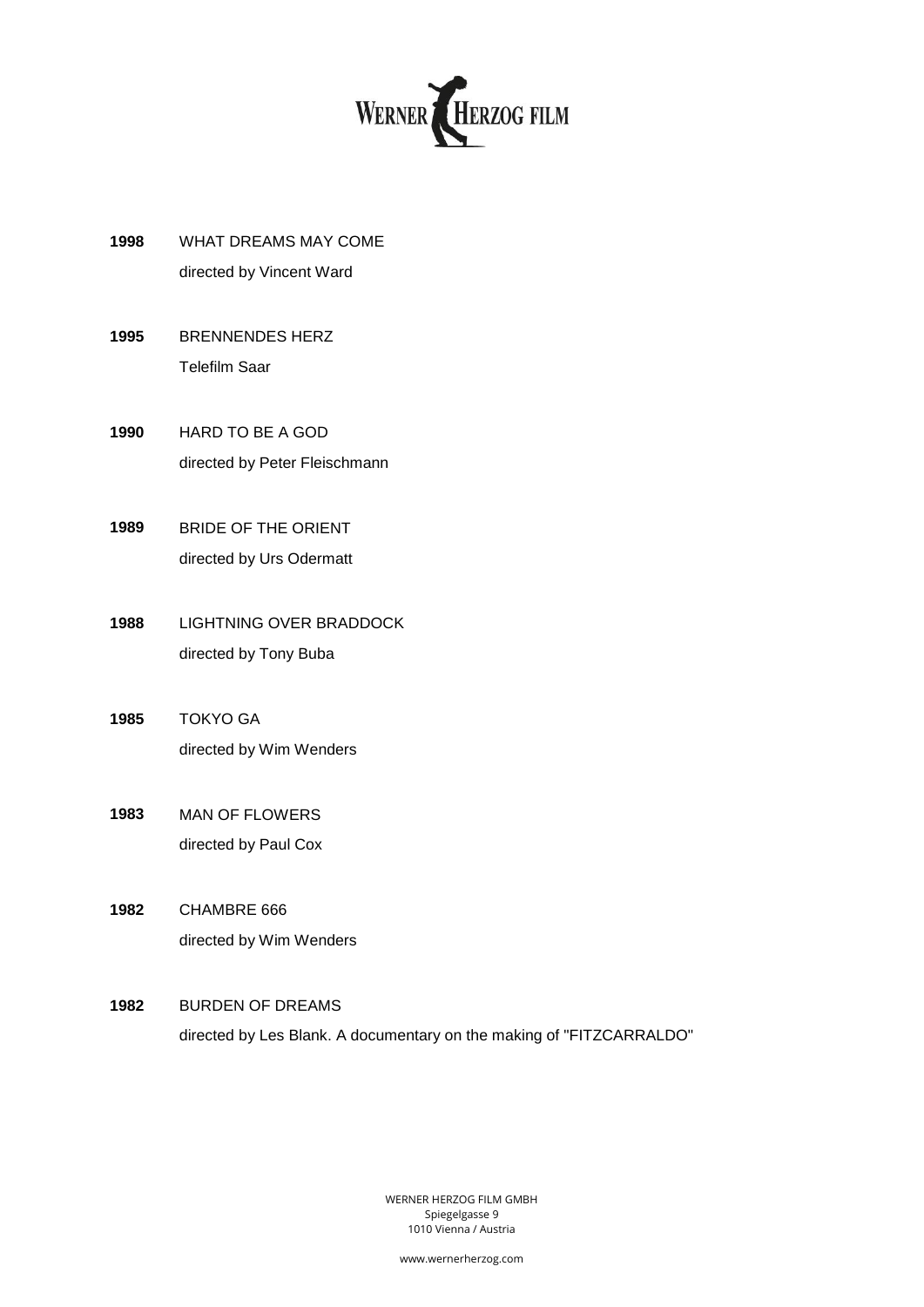**1998** WHAT DREAMS MAY COME
directed by Vincent Ward

**1995** BRENNENDES HERZ
Telefilm Saar

**1990** HARD TO BE A GOD
directed by Peter Fleischmann

**1989** BRIDE OF THE ORIENT
directed by Urs Odermatt

**1988** LIGHTNING OVER BRADDOCK
directed by Tony Buba

**1985** TOKYO GA
directed by Wim Wenders

**1983** MAN OF FLOWERS
directed by Paul Cox

**1982** CHAMBRE 666
directed by Wim Wenders

**1982** BURDEN OF DREAMS
directed by Les Blank. A documentary on the making of "FITZCARRALDO"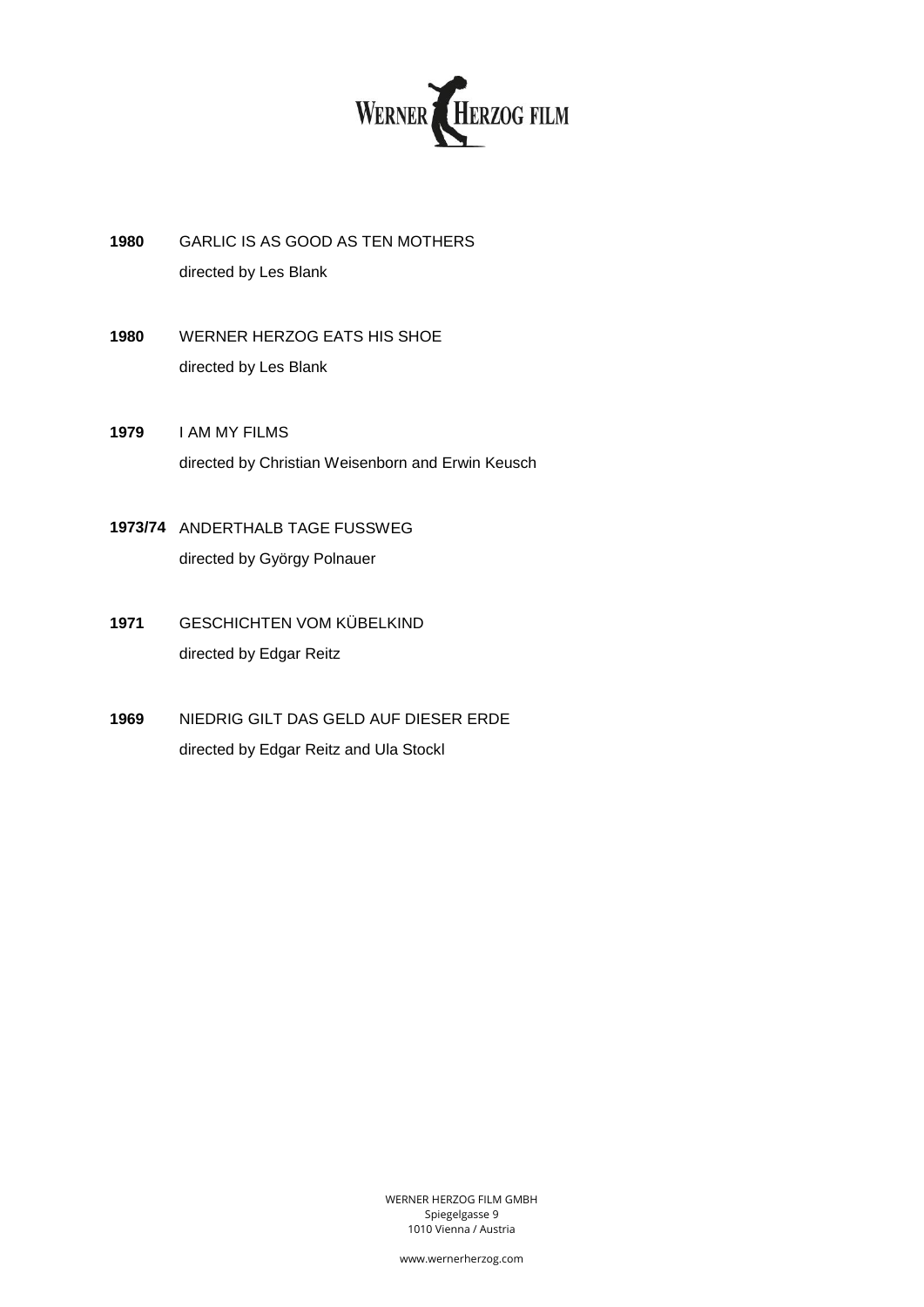**1980** GARLIC IS AS GOOD AS TEN MOTHERS
directed by Les Blank

**1980** WERNER HERZOG EATS HIS SHOE
directed by Les Blank

**1979** I AM MY FILMS
directed by Christian Weisenborn and Erwin Keusch

**1973/74** ANDERTHALB TAGE FUSSWEG
directed by György Polnauer

**1971** GESCHICHTEN VOM KÜBELKIND
directed by Edgar Reitz

**1969** NIEDRIG GILT DAS GELD AUF DIESER ERDE
directed by Edgar Reitz and Ula Stockl